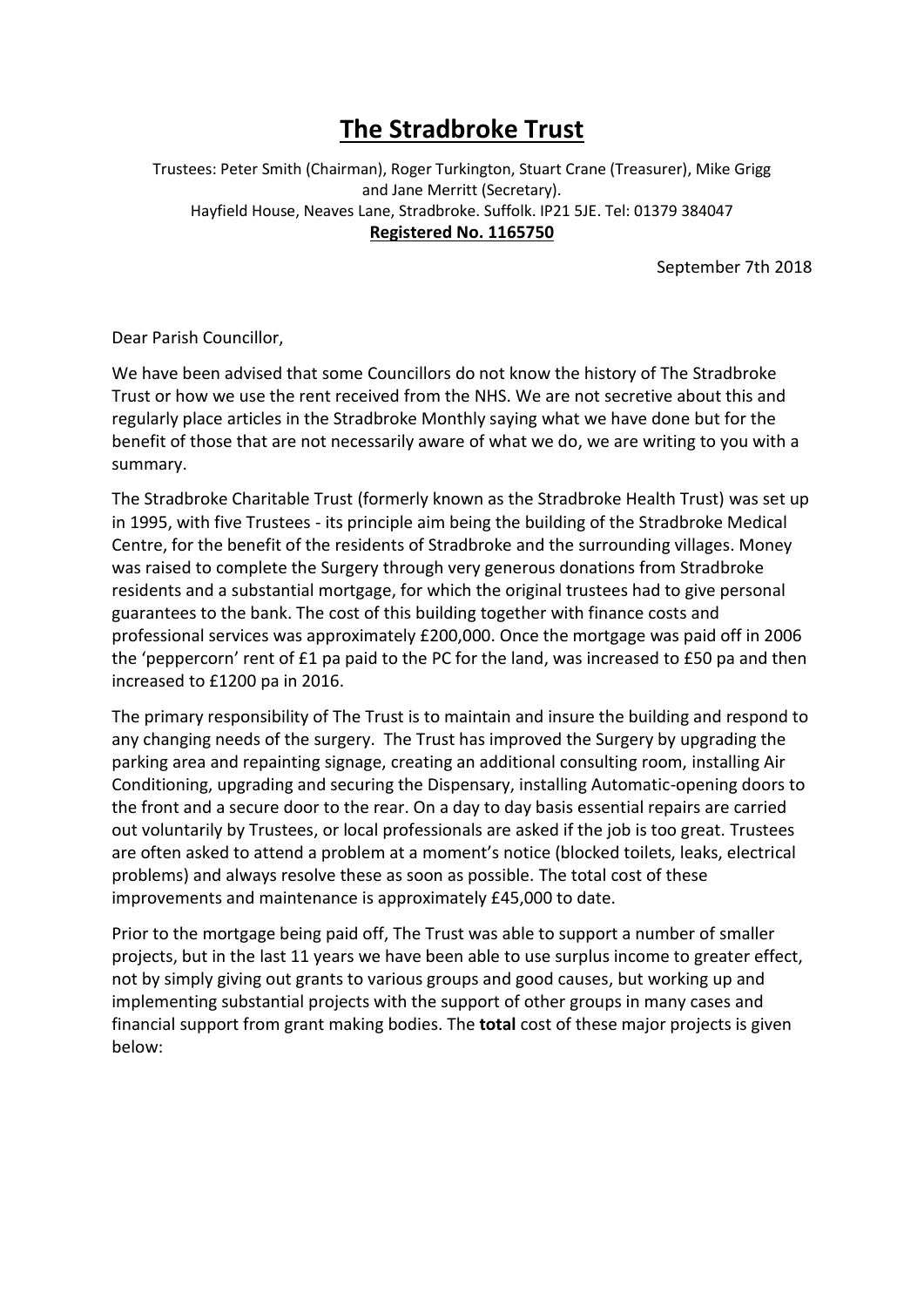# The Stradbroke Trust

Trustees: Peter Smith (Chairman), Roger Turkington, Stuart Crane (Treasurer), Mike Grigg and Jane Merritt (Secretary).
Hayfield House, Neaves Lane, Stradbroke. Suffolk. IP21 5JE. Tel: 01379 384047
**Registered No. 1165750**

September 7th 2018

Dear Parish Councillor,

We have been advised that some Councillors do not know the history of The Stradbroke Trust or how we use the rent received from the NHS. We are not secretive about this and regularly place articles in the Stradbroke Monthly saying what we have done but for the benefit of those that are not necessarily aware of what we do, we are writing to you with a summary.

The Stradbroke Charitable Trust (formerly known as the Stradbroke Health Trust) was set up in 1995, with five Trustees - its principle aim being the building of the Stradbroke Medical Centre, for the benefit of the residents of Stradbroke and the surrounding villages. Money was raised to complete the Surgery through very generous donations from Stradbroke residents and a substantial mortgage, for which the original trustees had to give personal guarantees to the bank. The cost of this building together with finance costs and professional services was approximately £200,000. Once the mortgage was paid off in 2006 the 'peppercorn' rent of £1 pa paid to the PC for the land, was increased to £50 pa and then increased to £1200 pa in 2016.

The primary responsibility of The Trust is to maintain and insure the building and respond to any changing needs of the surgery. The Trust has improved the Surgery by upgrading the parking area and repainting signage, creating an additional consulting room, installing Air Conditioning, upgrading and securing the Dispensary, installing Automatic-opening doors to the front and a secure door to the rear. On a day to day basis essential repairs are carried out voluntarily by Trustees, or local professionals are asked if the job is too great. Trustees are often asked to attend a problem at a moment's notice (blocked toilets, leaks, electrical problems) and always resolve these as soon as possible. The total cost of these improvements and maintenance is approximately £45,000 to date.

Prior to the mortgage being paid off, The Trust was able to support a number of smaller projects, but in the last 11 years we have been able to use surplus income to greater effect, not by simply giving out grants to various groups and good causes, but working up and implementing substantial projects with the support of other groups in many cases and financial support from grant making bodies. The **total** cost of these major projects is given below: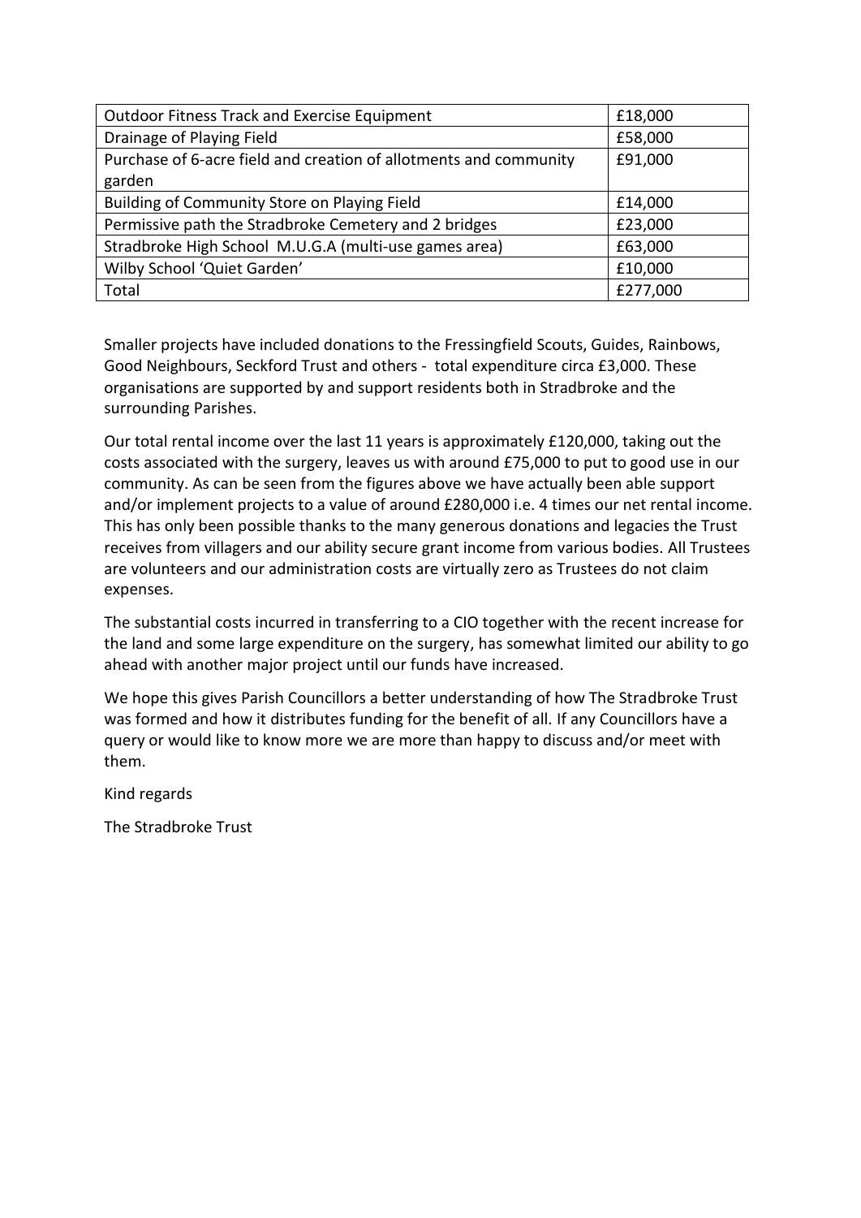| | |
|---|---|
| Outdoor Fitness Track and Exercise Equipment | £18,000 |
| Drainage of Playing Field | £58,000 |
| Purchase of 6-acre field and creation of allotments and community garden | £91,000 |
| Building of Community Store on Playing Field | £14,000 |
| Permissive path the Stradbroke Cemetery and 2 bridges | £23,000 |
| Stradbroke High School M.U.G.A (multi-use games area) | £63,000 |
| Wilby School 'Quiet Garden' | £10,000 |
| Total | £277,000 |

Smaller projects have included donations to the Fressingfield Scouts, Guides, Rainbows, Good Neighbours, Seckford Trust and others - total expenditure circa £3,000. These organisations are supported by and support residents both in Stradbroke and the surrounding Parishes.

Our total rental income over the last 11 years is approximately £120,000, taking out the costs associated with the surgery, leaves us with around £75,000 to put to good use in our community. As can be seen from the figures above we have actually been able support and/or implement projects to a value of around £280,000 i.e. 4 times our net rental income. This has only been possible thanks to the many generous donations and legacies the Trust receives from villagers and our ability secure grant income from various bodies. All Trustees are volunteers and our administration costs are virtually zero as Trustees do not claim expenses.

The substantial costs incurred in transferring to a CIO together with the recent increase for the land and some large expenditure on the surgery, has somewhat limited our ability to go ahead with another major project until our funds have increased.

We hope this gives Parish Councillors a better understanding of how The Stradbroke Trust was formed and how it distributes funding for the benefit of all. If any Councillors have a query or would like to know more we are more than happy to discuss and/or meet with them.

Kind regards

The Stradbroke Trust